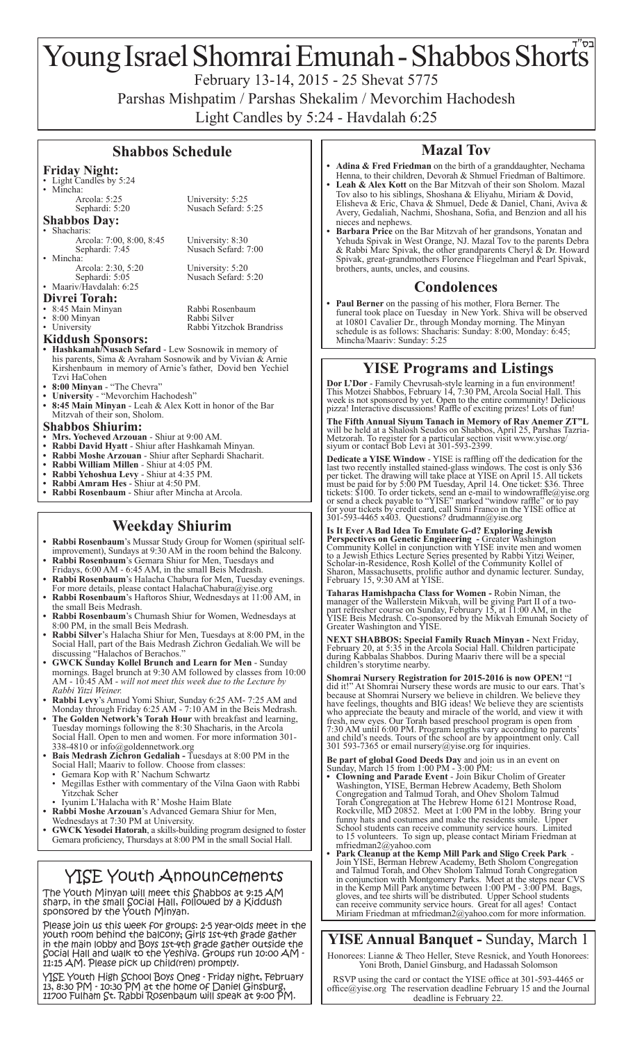בס"ד

# Young Israel Shomrai Emunah - Shabbos Shorts

February 13-14, 2015 - 25 Shevat 5775

Parshas Mishpatim / Parshas Shekalim / Mevorchim Hachodesh

Light Candles by 5:24 - Havdalah 6:25

## Shabbos Schedule

### Friday Night:

- Light Candles by 5:24
- Mincha:
  - Arcola: 5:25 University: 5:25
  - Sephardi: 5:20 Nusach Sefard: 5:25

### Shabbos Day:

- Shacharis:
  - Arcola: 7:00, 8:00, 8:45 University: 8:30
  - Sephardi: 7:45 Nusach Sefard: 7:00
- Mincha:
  - Arcola: 2:30, 5:20 University: 5:20
  - Sephardi: 5:05 Nusach Sefard: 5:20
- Maariv/Havdalah: 6:25

### Divrei Torah:

- 8:45 Main Minyan Rabbi Rosenbaum
- 8:00 Minyan Rabbi Silver
- University Rabbi Yitzchok Brandriss

### Kiddush Sponsors:

- **Hashkamah/Nusach Sefard** - Lew Sosnowik in memory of his parents, Sima & Avraham Sosnowik and by Vivian & Arnie Kirshenbaum in memory of Arnie's father, Dovid ben Yechiel Tzvi HaCohen
- **8:00 Minyan** - "The Chevra"
- **University** - "Mevorchim Hachodesh"
- **8:45 Main Minyan** - Leah & Alex Kott in honor of the Bar Mitzvah of their son, Sholom.

### Shabbos Shiurim:

- **Mrs. Yocheved Arzouan** - Shiur at 9:00 AM.
- **Rabbi David Hyatt** - Shiur after Hashkamah Minyan.
- **Rabbi Moshe Arzouan** - Shiur after Sephardi Shacharit.
- **Rabbi William Millen** - Shiur at 4:05 PM.
- **Rabbi Yehoshua Levy** - Shiur at 4:35 PM.
- **Rabbi Amram Hes** - Shiur at 4:50 PM.
- **Rabbi Rosenbaum** - Shiur after Mincha at Arcola.

## Weekday Shiurim

- **Rabbi Rosenbaum**'s Mussar Study Group for Women (spiritual self-improvement), Sundays at 9:30 AM in the room behind the Balcony.
- **Rabbi Rosenbaum**'s Gemara Shiur for Men, Tuesdays and Fridays, 6:00 AM - 6:45 AM, in the small Beis Medrash.
- **Rabbi Rosenbaum**'s Halacha Chabura for Men, Tuesday evenings. For more details, please contact HalachaChabura@yise.org
- **Rabbi Rosenbaum**'s Haftoros Shiur, Wednesdays at 11:00 AM, in the small Beis Medrash.
- **Rabbi Rosenbaum**'s Chumash Shiur for Women, Wednesdays at 8:00 PM, in the small Beis Medrash.
- **Rabbi Silver**'s Halacha Shiur for Men, Tuesdays at 8:00 PM, in the Social Hall, part of the Bais Medrash Zichron Gedaliah. We will be discussing "Halachos of Berachos."
- **GWCK Sunday Kollel Brunch and Learn for Men** - Sunday mornings. Bagel brunch at 9:30 AM followed by classes from 10:00 AM - 10:45 AM - *will not meet this week due to the Lecture by Rabbi Yitzi Weiner.*
- **Rabbi Levy**'s Amud Yomi Shiur, Sunday 6:25 AM- 7:25 AM and Monday through Friday 6:25 AM - 7:10 AM in the Beis Medrash.
- **The Golden Network's Torah Hour** with breakfast and learning, Tuesday mornings following the 8:30 Shacharis, in the Arcola Social Hall. Open to men and women. For more information 301-338-4810 or info@goldennetwork.org
- **Bais Medrash Zichron Gedaliah -** Tuesdays at 8:00 PM in the Social Hall; Maariv to follow. Choose from classes:
  - Gemara Kop with R' Nachum Schwartz
  - Megillas Esther with commentary of the Vilna Gaon with Rabbi Yitzchak Scher
  - Iyunim L'Halacha with R' Moshe Haim Blate
- **Rabbi Moshe Arzouan**'s Advanced Gemara Shiur for Men, Wednesdays at 7:30 PM at University.
- **GWCK Yesodei Hatorah**, a skills-building program designed to foster Gemara proficiency, Thursdays at 8:00 PM in the small Social Hall.

## YISE Youth Announcements

The Youth Minyan will meet this Shabbos at 9:15 AM sharp, in the small Social Hall, followed by a Kiddush sponsored by the Youth Minyan.

Please join us this week for groups: 2-5 year-olds meet in the youth room behind the balcony; Girls 1st-4th grade gather in the main lobby and Boys 1st-4th grade gather outside the Social Hall and walk to the Yeshiva. Groups run 10:00 AM - 11:15 AM. Please pick up child(ren) promptly.

YISE Youth High School Boys Oneg - Friday night, February 13, 8:30 PM - 10:30 PM at the home of Daniel Ginsburg, 11700 Fulham St. Rabbi Rosenbaum will speak at 9:00 PM.

## Mazal Tov

- **Adina & Fred Friedman** on the birth of a granddaughter, Nechama Henna, to their children, Devorah & Shmuel Friedman of Baltimore.
- **Leah & Alex Kott** on the Bar Mitzvah of their son Sholom. Mazal Tov also to his siblings, Shoshana & Eliyahu, Miriam & Dovid, Elisheva & Eric, Chava & Shmuel, Dede & Daniel, Chani, Aviva & Avery, Gedaliah, Nachmi, Shoshana, Sofia, and Benzion and all his nieces and nephews.
- **Barbara Price** on the Bar Mitzvah of her grandsons, Yonatan and Yehuda Spivak in West Orange, NJ. Mazal Tov to the parents Debra & Rabbi Marc Spivak, the other grandparents Cheryl & Dr. Howard Spivak, great-grandmothers Florence Fliegelman and Pearl Spivak, brothers, aunts, uncles, and cousins.

## Condolences

- **Paul Berner** on the passing of his mother, Flora Berner. The funeral took place on Tuesday in New York. Shiva will be observed at 10801 Cavalier Dr., through Monday morning. The Minyan schedule is as follows: Shacharis: Sunday: 8:00, Monday: 6:45; Mincha/Maariv: Sunday: 5:25

## YISE Programs and Listings

**Dor L'Dor** - Family Chevrusah-style learning in a fun environment! This Motzei Shabbos, February 14, 7:30 PM, Arcola Social Hall. This week is not sponsored by yet. Open to the entire community! Delicious pizza! Interactive discussions! Raffle of exciting prizes! Lots of fun!

**The Fifth Annual Siyum Tanach in Memory of Rav Anemer ZT"L** will be held at a Shalosh Seudos on Shabbos, April 25, Parshas Tazria-Metzorah. To register for a particular section visit www.yise.org/siyum or contact Bob Levi at 301-593-2399.

**Dedicate a YISE Window** - YISE is raffling off the dedication for the last two recently installed stained-glass windows. The cost is only $36 per ticket. The drawing will take place at YISE on April 15. All tickets must be paid for by 5:00 PM Tuesday, April 14. One ticket: $36. Three tickets: $100. To order tickets, send an e-mail to windowraffle@yise.org or send a check payable to "YISE" marked "window raffle" or to pay for your tickets by credit card, call Simi Franco in the YISE office at 301-593-4465 x403. Questions? drudmann@yise.org

**Is It Ever A Bad Idea To Emulate G-d? Exploring Jewish Perspectives on Genetic Engineering -** Greater Washington Community Kollel in conjunction with YISE invite men and women to a Jewish Ethics Lecture Series presented by Rabbi Yitzi Weiner, Scholar-in-Residence, Rosh Kollel of the Community Kollel of Sharon, Massachusetts, prolific author and dynamic lecturer. Sunday, February 15, 9:30 AM at YISE.

**Taharas Hamishpacha Class for Women -** Robin Niman, the manager of the Wallerstein Mikvah, will be giving Part II of a two-part refresher course on Sunday, February 15, at 11:00 AM, in the YISE Beis Medrash. Co-sponsored by the Mikvah Emunah Society of Greater Washington and YISE.

**NEXT SHABBOS: Special Family Ruach Minyan -** Next Friday, February 20, at 5:35 in the Arcola Social Hall. Children participate during Kabbalas Shabbos. During Maariv there will be a special children's storytime nearby.

**Shomrai Nursery Registration for 2015-2016 is now OPEN!** "I did it!" At Shomrai Nursery these words are music to our ears. That's because at Shomrai Nursery we believe in children. We believe they have feelings, thoughts and BIG ideas! We believe they are scientists who appreciate the beauty and miracle of the world, and view it with fresh, new eyes. Our Torah based preschool program is open from 7:30 AM until 6:00 PM. Program lengths vary according to parents' and child's needs. Tours of the school are by appointment only. Call 301 593-7365 or email nursery@yise.org for inquiries.

**Be part of global Good Deeds Day** and join us in an event on Sunday, March 15 from 1:00 PM - 3:00 PM:

- **Clowning and Parade Event** - Join Bikur Cholim of Greater Washington, YISE, Berman Hebrew Academy, Beth Sholom Congregation and Talmud Torah, and Ohev Sholom Talmud Torah Congregation at The Hebrew Home 6121 Montrose Road, Rockville, MD 20852. Meet at 1:00 PM in the lobby. Bring your funny hats and costumes and make the residents smile. Upper School students can receive community service hours. Limited to 15 volunteers. To sign up, please contact Miriam Friedman at mfriedman2@yahoo.com
- **Park Cleanup at the Kemp Mill Park and Sligo Creek Park** - Join YISE, Berman Hebrew Academy, Beth Sholom Congregation and Talmud Torah, and Ohev Sholom Talmud Torah Congregation in conjunction with Montgomery Parks. Meet at the steps near CVS in the Kemp Mill Park anytime between 1:00 PM - 3:00 PM. Bags, gloves, and tee shirts will be distributed. Upper School students can receive community service hours. Great for all ages! Contact Miriam Friedman at mfriedman2@yahoo.com for more information.

## YISE Annual Banquet - Sunday, March 1

Honorees: Lianne & Theo Heller, Steve Resnick, and Youth Honorees: Yoni Broth, Daniel Ginsburg, and Hadassah Solomson

RSVP using the card or contact the YISE office at 301-593-4465 or office@yise.org The reservation deadline February 15 and the Journal deadline is February 22.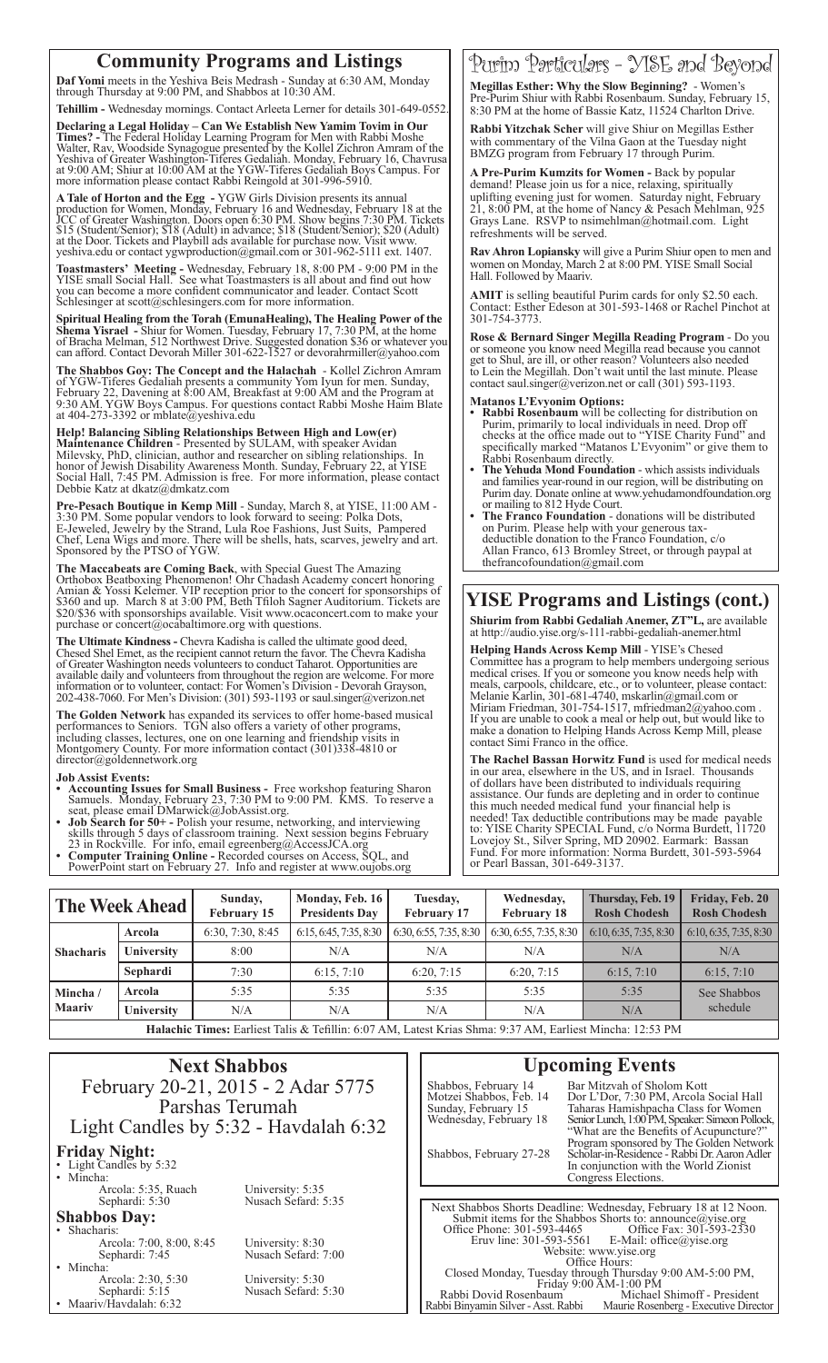## Community Programs and Listings

**Daf Yomi** meets in the Yeshiva Beis Medrash - Sunday at 6:30 AM, Monday through Thursday at 9:00 PM, and Shabbos at 10:30 AM.

**Tehillim -** Wednesday mornings. Contact Arleeta Lerner for details 301-649-0552.

**Declaring a Legal Holiday – Can We Establish New Yamim Tovim in Our Times? -** The Federal Holiday Learning Program for Men with Rabbi Moshe Walter, Rav, Woodside Synagogue presented by the Kollel Zichron Amram of the Yeshiva of Greater Washington-Tiferes Gedaliah. Monday, February 16, Chavrusa at 9:00 AM; Shiur at 10:00 AM at the YGW-Tiferes Gedaliah Boys Campus. For more information please contact Rabbi Reingold at 301-996-5910.

**A Tale of Horton and the Egg -** YGW Girls Division presents its annual production for Women, Monday, February 16 and Wednesday, February 18 at the JCC of Greater Washington. Doors open 6:30 PM. Show begins 7:30 PM. Tickets $15 (Student/Senior); $18 (Adult) in advance; $18 (Student/Senior); $20 (Adult) at the Door. Tickets and Playbill ads available for purchase now. Visit www.yeshiva.edu or contact ygwproduction@gmail.com or 301-962-5111 ext. 1407.

**Toastmasters' Meeting -** Wednesday, February 18, 8:00 PM - 9:00 PM in the YISE small Social Hall. See what Toastmasters is all about and find out how you can become a more confident communicator and leader. Contact Scott Schlesinger at scott@schlesingers.com for more information.

**Spiritual Healing from the Torah (EmunaHealing), The Healing Power of the Shema Yisrael -** Shiur for Women. Tuesday, February 17, 7:30 PM, at the home of Bracha Melman, 512 Northwest Drive. Suggested donation $36 or whatever you can afford. Contact Devorah Miller 301-622-1527 or devorahrmiller@yahoo.com

**The Shabbos Goy: The Concept and the Halachah** - Kollel Zichron Amram of YGW-Tiferes Gedaliah presents a community Yom Iyun for men. Sunday, February 22, Davening at 8:00 AM, Breakfast at 9:00 AM and the Program at 9:30 AM. YGW Boys Campus. For questions contact Rabbi Moshe Haim Blate at 404-273-3392 or mblate@yeshiva.edu

**Help! Balancing Sibling Relationships Between High and Low(er) Maintenance Children -** Presented by SULAM, with speaker Avidan Milevsky, PhD, clinician, author and researcher on sibling relationships. In honor of Jewish Disability Awareness Month. Sunday, February 22, at YISE Social Hall, 7:45 PM. Admission is free. For more information, please contact Debbie Katz at dkatz@dmkatz.com

**Pre-Pesach Boutique in Kemp Mill** - Sunday, March 8, at YISE, 11:00 AM - 3:30 PM. Some popular vendors to look forward to seeing: Polka Dots, E-Jeweled, Jewelry by the Strand, Lula Roe Fashions, Just Suits, Pampered Chef, Lena Wigs and more. There will be shells, hats, scarves, jewelry and art. Sponsored by the PTSO of YGW.

**The Maccabeats are Coming Back**, with Special Guest The Amazing Orthobox Beatboxing Phenomenon! Ohr Chadash Academy concert honoring Amian & Yossi Kelemer. VIP reception prior to the concert for sponsorships of $360 and up. March 8 at 3:00 PM, Beth Tfiloh Sagner Auditorium. Tickets are $20/$36 with sponsorships available. Visit www.ocaconcert.com to make your purchase or concert@ocabaltimore.org with questions.

**The Ultimate Kindness -** Chevra Kadisha is called the ultimate good deed, Chesed Shel Emet, as the recipient cannot return the favor. The Chevra Kadisha of Greater Washington needs volunteers to conduct Taharot. Opportunities are available daily and volunteers from throughout the region are welcome. For more information or to volunteer, contact: For Women's Division - Devorah Grayson, 202-438-7060. For Men's Division: (301) 593-1193 or saul.singer@verizon.net

**The Golden Network** has expanded its services to offer home-based musical performances to Seniors. TGN also offers a variety of other programs, including classes, lectures, one on one learning and friendship visits in Montgomery County. For more information contact (301)338-4810 or director@goldennetwork.org

**Job Assist Events:**
- **Accounting Issues for Small Business -** Free workshop featuring Sharon Samuels. Monday, February 23, 7:30 PM to 9:00 PM. KMS. To reserve a seat, please email DMarwick@JobAssist.org.
- **Job Search for 50+ -** Polish your resume, networking, and interviewing skills through 5 days of classroom training. Next session begins February 23 in Rockville. For info, email egreenberg@AccessJCA.org
- **Computer Training Online -** Recorded courses on Access, SQL, and PowerPoint start on February 27. Info and register at www.oujobs.org

## Purim Particulars - YISE and Beyond

**Megillas Esther: Why the Slow Beginning?** - Women's Pre-Purim Shiur with Rabbi Rosenbaum. Sunday, February 15, 8:30 PM at the home of Bassie Katz, 11524 Charlton Drive.

**Rabbi Yitzchak Scher** will give Shiur on Megillas Esther with commentary of the Vilna Gaon at the Tuesday night BMZG program from February 17 through Purim.

**A Pre-Purim Kumzits for Women -** Back by popular demand! Please join us for a nice, relaxing, spiritually uplifting evening just for women. Saturday night, February 21, 8:00 PM, at the home of Nancy & Pesach Mehlman, 925 Grays Lane. RSVP to nsimehlman@hotmail.com. Light refreshments will be served.

**Rav Ahron Lopiansky** will give a Purim Shiur open to men and women on Monday, March 2 at 8:00 PM. YISE Small Social Hall. Followed by Maariv.

**AMIT** is selling beautiful Purim cards for only $2.50 each. Contact: Esther Edeson at 301-593-1468 or Rachel Pinchot at 301-754-3773.

**Rose & Bernard Singer Megilla Reading Program** - Do you or someone you know need Megilla read because you cannot get to Shul, are ill, or other reason? Volunteers also needed to Lein the Megillah. Don't wait until the last minute. Please contact saul.singer@verizon.net or call (301) 593-1193.

**Matanos L'Evyonim Options:**
- **Rabbi Rosenbaum** will be collecting for distribution on Purim, primarily to local individuals in need. Drop off checks at the office made out to "YISE Charity Fund" and specifically marked "Matanos L'Evyonim" or give them to Rabbi Rosenbaum directly.
- **The Yehuda Mond Foundation** - which assists individuals and families year-round in our region, will be distributing on Purim day. Donate online at www.yehudamondfoundation.org or mailing to 812 Hyde Court.
- **The Franco Foundation** - donations will be distributed on Purim. Please help with your generous tax-deductible donation to the Franco Foundation, c/o Allan Franco, 613 Bromley Street, or through paypal at thefrancofoundation@gmail.com

## YISE Programs and Listings (cont.)

**Shiurim from Rabbi Gedaliah Anemer, ZT"L,** are available at http://audio.yise.org/s-111-rabbi-gedaliah-anemer.html

**Helping Hands Across Kemp Mill** - YISE's Chesed Committee has a program to help members undergoing serious medical crises. If you or someone you know needs help with meals, carpools, childcare, etc., or to volunteer, please contact: Melanie Karlin, 301-681-4740, mskarlin@gmail.com or Miriam Friedman, 301-754-1517, mfriedman2@yahoo.com . If you are unable to cook a meal or help out, but would like to make a donation to Helping Hands Across Kemp Mill, please contact Simi Franco in the office.

**The Rachel Bassan Horwitz Fund** is used for medical needs in our area, elsewhere in the US, and in Israel. Thousands of dollars have been distributed to individuals requiring assistance. Our funds are depleting and in order to continue this much needed medical fund your financial help is needed! Tax deductible contributions may be made payable to: YISE Charity SPECIAL Fund, c/o Norma Burdett, 11720 Lovejoy St., Silver Spring, MD 20902. Earmark: Bassan Fund. For more information: Norma Burdett, 301-593-5964 or Pearl Bassan, 301-649-3137.

| The Week Ahead | | Sunday, February 15 | Monday, Feb. 16 Presidents Day | Tuesday, February 17 | Wednesday, February 18 | Thursday, Feb. 19 Rosh Chodesh | Friday, Feb. 20 Rosh Chodesh |
|---|---|---|---|---|---|---|---|
| Shacharis | Arcola | 6:30, 7:30, 8:45 | 6:15, 6:45, 7:35, 8:30 | 6:30, 6:55, 7:35, 8:30 | 6:30, 6:55, 7:35, 8:30 | 6:10, 6:35, 7:35, 8:30 | 6:10, 6:35, 7:35, 8:30 |
| | University | 8:00 | N/A | N/A | N/A | N/A | N/A |
| | Sephardi | 7:30 | 6:15, 7:10 | 6:20, 7:15 | 6:20, 7:15 | 6:15, 7:10 | 6:15, 7:10 |
| Mincha / Maariv | Arcola | 5:35 | 5:35 | 5:35 | 5:35 | 5:35 | See Shabbos schedule |
| | University | N/A | N/A | N/A | N/A | N/A | |

**Halachic Times:** Earliest Talis & Tefillin: 6:07 AM, Latest Krias Shma: 9:37 AM, Earliest Mincha: 12:53 PM

## Next Shabbos

February 20-21, 2015 - 2 Adar 5775
Parshas Terumah
Light Candles by 5:32 - Havdalah 6:32

### Friday Night:
- Light Candles by 5:32
- Mincha:
  - Arcola: 5:35, Ruach — University: 5:35
  - Sephardi: 5:30 — Nusach Sefard: 5:35

### Shabbos Day:
- Shacharis:
  - Arcola: 7:00, 8:00, 8:45 — University: 8:30
  - Sephardi: 7:45 — Nusach Sefard: 7:00
- Mincha:
  - Arcola: 2:30, 5:30 — University: 5:30
  - Sephardi: 5:15 — Nusach Sefard: 5:30
- Maariv/Havdalah: 6:32

## Upcoming Events

| | |
|---|---|
| Shabbos, February 14 | Bar Mitzvah of Sholom Kott |
| Motzei Shabbos, Feb. 14 | Dor L'Dor, 7:30 PM, Arcola Social Hall |
| Sunday, February 15 | Taharas Hamishpacha Class for Women |
| Wednesday, February 18 | Senior Lunch, 1:00 PM, Speaker: Simeon Pollock, "What are the Benefits of Acupuncture?" Program sponsored by The Golden Network |
| Shabbos, February 27-28 | Scholar-in-Residence - Rabbi Dr. Aaron Adler In conjunction with the World Zionist Congress Elections. |

Next Shabbos Shorts Deadline: Wednesday, February 18 at 12 Noon.
Submit items for the Shabbos Shorts to: announce@yise.org
Office Phone: 301-593-4465 Office Fax: 301-593-2330
Eruv line: 301-593-5561 E-Mail: office@yise.org
Website: www.yise.org
Office Hours:
Closed Monday, Tuesday through Thursday 9:00 AM-5:00 PM,
Friday 9:00 AM-1:00 PM
Rabbi Dovid Rosenbaum — Michael Shimoff - President
Rabbi Binyamin Silver - Asst. Rabbi — Maurie Rosenberg - Executive Director